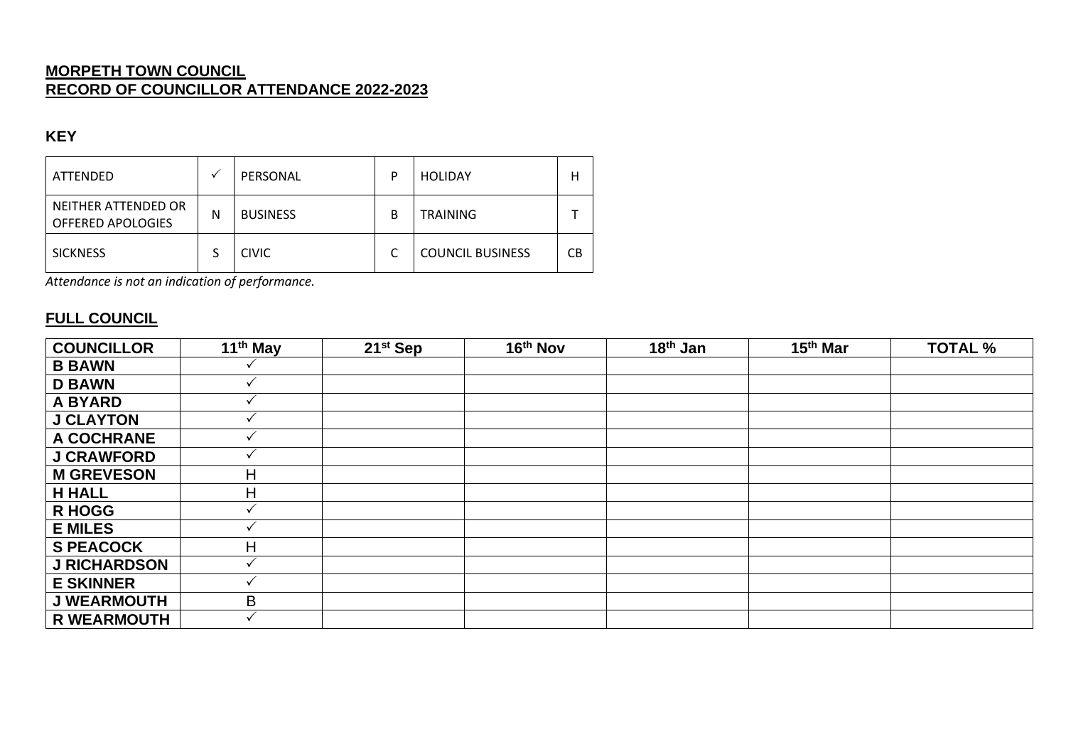**MORPETH TOWN COUNCIL**
**RECORD OF COUNCILLOR ATTENDANCE 2022-2023**

### KEY

| ATTENDED | ✓ | PERSONAL | P | HOLIDAY | H |
|---|---|---|---|---|---|
| NEITHER ATTENDED OR OFFERED APOLOGIES | N | BUSINESS | B | TRAINING | T |
| SICKNESS | S | CIVIC | C | COUNCIL BUSINESS | CB |

*Attendance is not an indication of performance.*

### FULL COUNCIL

| COUNCILLOR | 11th May | 21st Sep | 16th Nov | 18th Jan | 15th Mar | TOTAL % |
|---|---|---|---|---|---|---|
| B BAWN | ✓ | | | | | |
| D BAWN | ✓ | | | | | |
| A BYARD | ✓ | | | | | |
| J CLAYTON | ✓ | | | | | |
| A COCHRANE | ✓ | | | | | |
| J CRAWFORD | ✓ | | | | | |
| M GREVESON | H | | | | | |
| H HALL | H | | | | | |
| R HOGG | ✓ | | | | | |
| E MILES | ✓ | | | | | |
| S PEACOCK | H | | | | | |
| J RICHARDSON | ✓ | | | | | |
| E SKINNER | ✓ | | | | | |
| J WEARMOUTH | B | | | | | |
| R WEARMOUTH | ✓ | | | | | |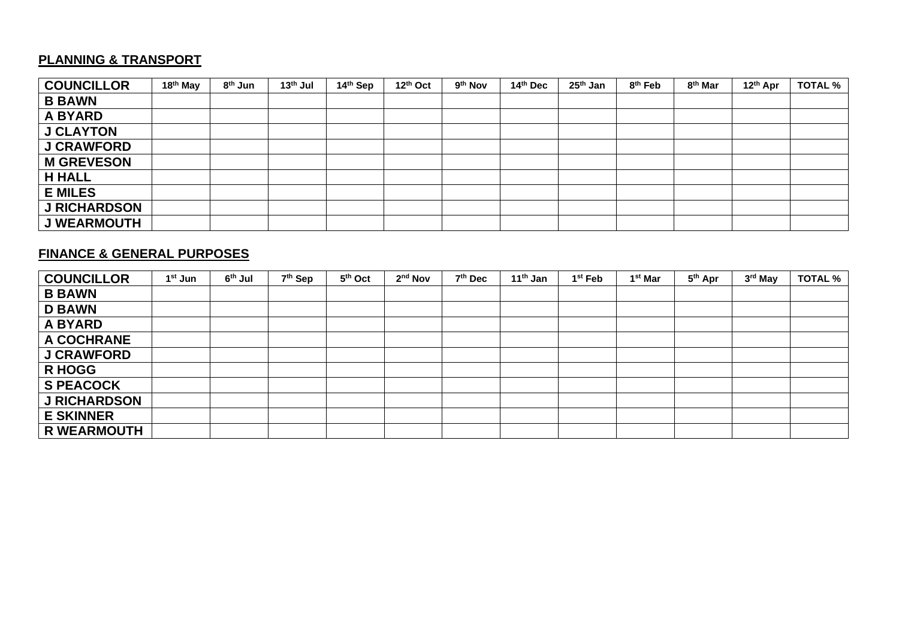**PLANNING & TRANSPORT**

| COUNCILLOR | 18th May | 8th Jun | 13th Jul | 14th Sep | 12th Oct | 9th Nov | 14th Dec | 25th Jan | 8th Feb | 8th Mar | 12th Apr | TOTAL % |
|---|---|---|---|---|---|---|---|---|---|---|---|---|
| B BAWN | | | | | | | | | | | | |
| A BYARD | | | | | | | | | | | | |
| J CLAYTON | | | | | | | | | | | | |
| J CRAWFORD | | | | | | | | | | | | |
| M GREVESON | | | | | | | | | | | | |
| H HALL | | | | | | | | | | | | |
| E MILES | | | | | | | | | | | | |
| J RICHARDSON | | | | | | | | | | | | |
| J WEARMOUTH | | | | | | | | | | | | |

**FINANCE & GENERAL PURPOSES**

| COUNCILLOR | 1st Jun | 6th Jul | 7th Sep | 5th Oct | 2nd Nov | 7th Dec | 11th Jan | 1st Feb | 1st Mar | 5th Apr | 3rd May | TOTAL % |
|---|---|---|---|---|---|---|---|---|---|---|---|---|
| B BAWN | | | | | | | | | | | | |
| D BAWN | | | | | | | | | | | | |
| A BYARD | | | | | | | | | | | | |
| A COCHRANE | | | | | | | | | | | | |
| J CRAWFORD | | | | | | | | | | | | |
| R HOGG | | | | | | | | | | | | |
| S PEACOCK | | | | | | | | | | | | |
| J RICHARDSON | | | | | | | | | | | | |
| E SKINNER | | | | | | | | | | | | |
| R WEARMOUTH | | | | | | | | | | | | |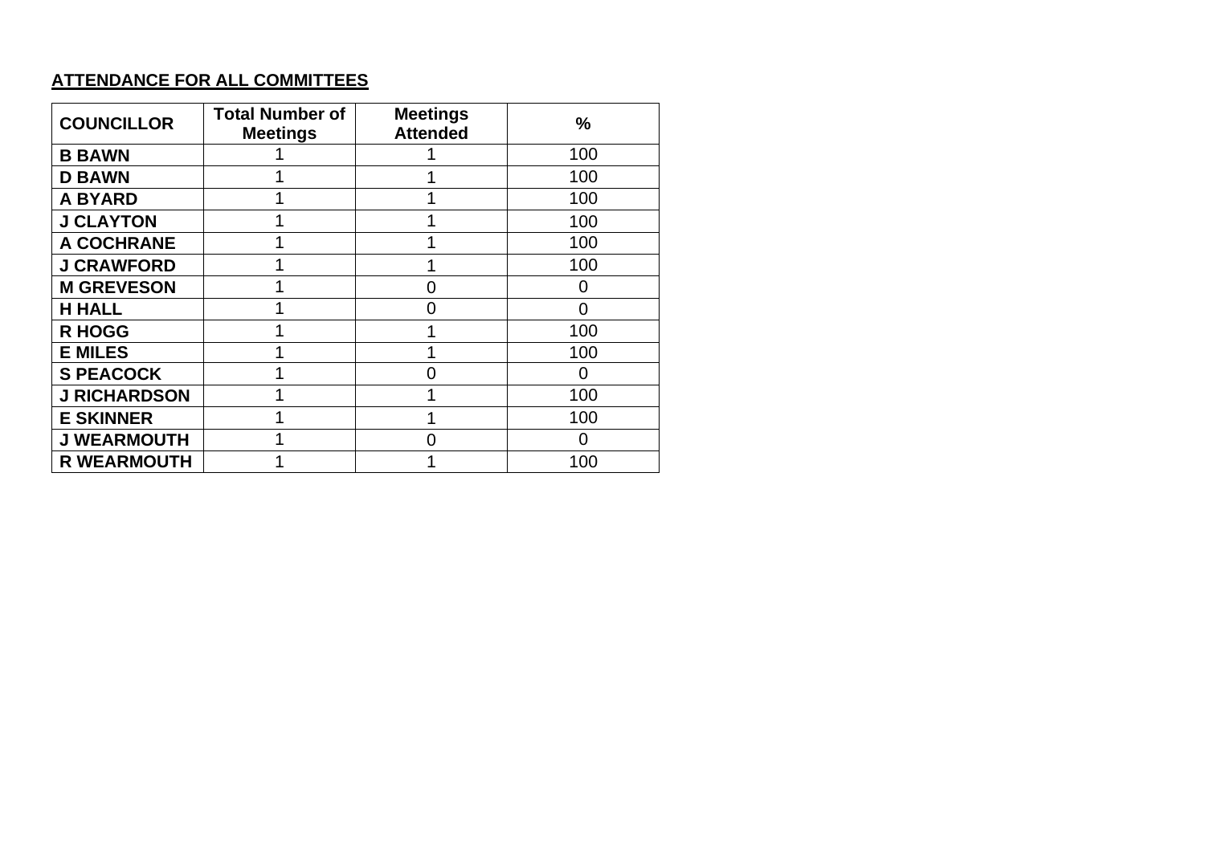**ATTENDANCE FOR ALL COMMITTEES**

| COUNCILLOR | Total Number of Meetings | Meetings Attended | % |
|---|---|---|---|
| **B BAWN** | 1 | 1 | 100 |
| **D BAWN** | 1 | 1 | 100 |
| **A BYARD** | 1 | 1 | 100 |
| **J CLAYTON** | 1 | 1 | 100 |
| **A COCHRANE** | 1 | 1 | 100 |
| **J CRAWFORD** | 1 | 1 | 100 |
| **M GREVESON** | 1 | 0 | 0 |
| **H HALL** | 1 | 0 | 0 |
| **R HOGG** | 1 | 1 | 100 |
| **E MILES** | 1 | 1 | 100 |
| **S PEACOCK** | 1 | 0 | 0 |
| **J RICHARDSON** | 1 | 1 | 100 |
| **E SKINNER** | 1 | 1 | 100 |
| **J WEARMOUTH** | 1 | 0 | 0 |
| **R WEARMOUTH** | 1 | 1 | 100 |